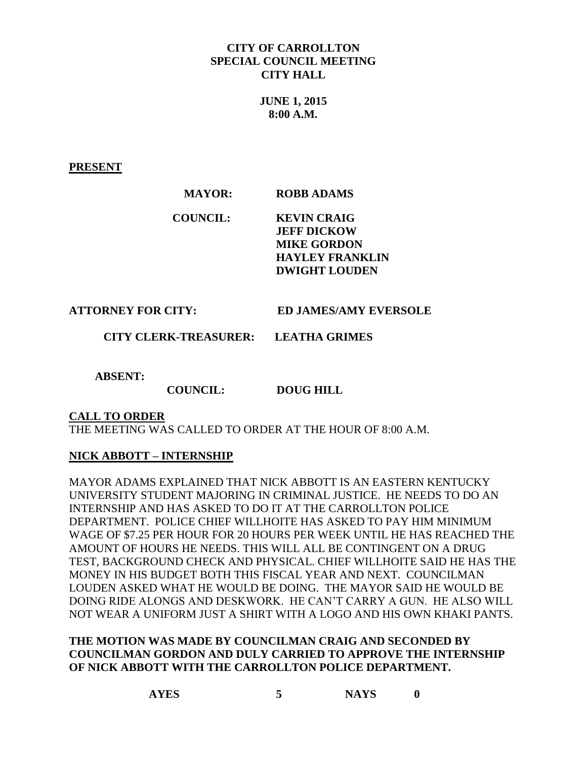**CITY OF CARROLLTON**
**SPECIAL COUNCIL MEETING**
**CITY HALL**

**JUNE 1, 2015**
**8:00 A.M.**

**PRESENT**

**MAYOR:** **ROBB ADAMS**

**COUNCIL:** **KEVIN CRAIG**
**JEFF DICKOW**
**MIKE GORDON**
**HAYLEY FRANKLIN**
**DWIGHT LOUDEN**

**ATTORNEY FOR CITY:** **ED JAMES/AMY EVERSOLE**

**CITY CLERK-TREASURER:** **LEATHA GRIMES**

**ABSENT:**

**COUNCIL:** **DOUG HILL**

**CALL TO ORDER**

THE MEETING WAS CALLED TO ORDER AT THE HOUR OF 8:00 A.M.

**NICK ABBOTT – INTERNSHIP**

MAYOR ADAMS EXPLAINED THAT NICK ABBOTT IS AN EASTERN KENTUCKY UNIVERSITY STUDENT MAJORING IN CRIMINAL JUSTICE. HE NEEDS TO DO AN INTERNSHIP AND HAS ASKED TO DO IT AT THE CARROLLTON POLICE DEPARTMENT. POLICE CHIEF WILLHOITE HAS ASKED TO PAY HIM MINIMUM WAGE OF $7.25 PER HOUR FOR 20 HOURS PER WEEK UNTIL HE HAS REACHED THE AMOUNT OF HOURS HE NEEDS. THIS WILL ALL BE CONTINGENT ON A DRUG TEST, BACKGROUND CHECK AND PHYSICAL. CHIEF WILLHOITE SAID HE HAS THE MONEY IN HIS BUDGET BOTH THIS FISCAL YEAR AND NEXT. COUNCILMAN LOUDEN ASKED WHAT HE WOULD BE DOING. THE MAYOR SAID HE WOULD BE DOING RIDE ALONGS AND DESKWORK. HE CAN'T CARRY A GUN. HE ALSO WILL NOT WEAR A UNIFORM JUST A SHIRT WITH A LOGO AND HIS OWN KHAKI PANTS.

**THE MOTION WAS MADE BY COUNCILMAN CRAIG AND SECONDED BY COUNCILMAN GORDON AND DULY CARRIED TO APPROVE THE INTERNSHIP OF NICK ABBOTT WITH THE CARROLLTON POLICE DEPARTMENT.**

**AYES 5 NAYS 0**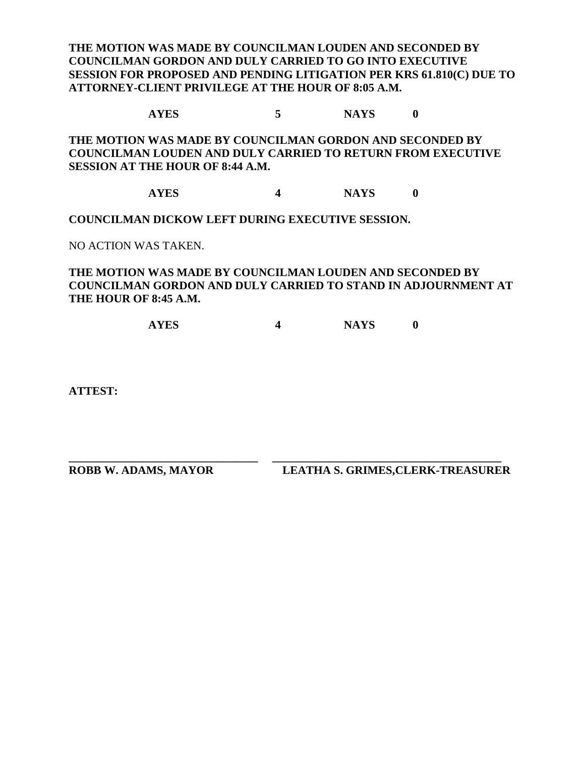**THE MOTION WAS MADE BY COUNCILMAN LOUDEN AND SECONDED BY COUNCILMAN GORDON AND DULY CARRIED TO GO INTO EXECUTIVE SESSION FOR PROPOSED AND PENDING LITIGATION PER KRS 61.810(C) DUE TO ATTORNEY-CLIENT PRIVILEGE AT THE HOUR OF 8:05 A.M.**

**AYES 5 NAYS 0**

**THE MOTION WAS MADE BY COUNCILMAN GORDON AND SECONDED BY COUNCILMAN LOUDEN AND DULY CARRIED TO RETURN FROM EXECUTIVE SESSION AT THE HOUR OF 8:44 A.M.**

**AYES 4 NAYS 0**

**COUNCILMAN DICKOW LEFT DURING EXECUTIVE SESSION.**

NO ACTION WAS TAKEN.

**THE MOTION WAS MADE BY COUNCILMAN LOUDEN AND SECONDED BY COUNCILMAN GORDON AND DULY CARRIED TO STAND IN ADJOURNMENT AT THE HOUR OF 8:45 A.M.**

**AYES 4 NAYS 0**

**ATTEST:**

**\_\_\_\_\_\_\_\_\_\_\_\_\_\_\_\_\_\_\_\_\_\_\_\_\_\_\_\_\_\_\_\_\_\_ \_\_\_\_\_\_\_\_\_\_\_\_\_\_\_\_\_\_\_\_\_\_\_\_\_\_\_\_\_\_\_\_\_\_\_\_\_\_\_\_**

**ROBB W. ADAMS, MAYOR LEATHA S. GRIMES,CLERK-TREASURER**